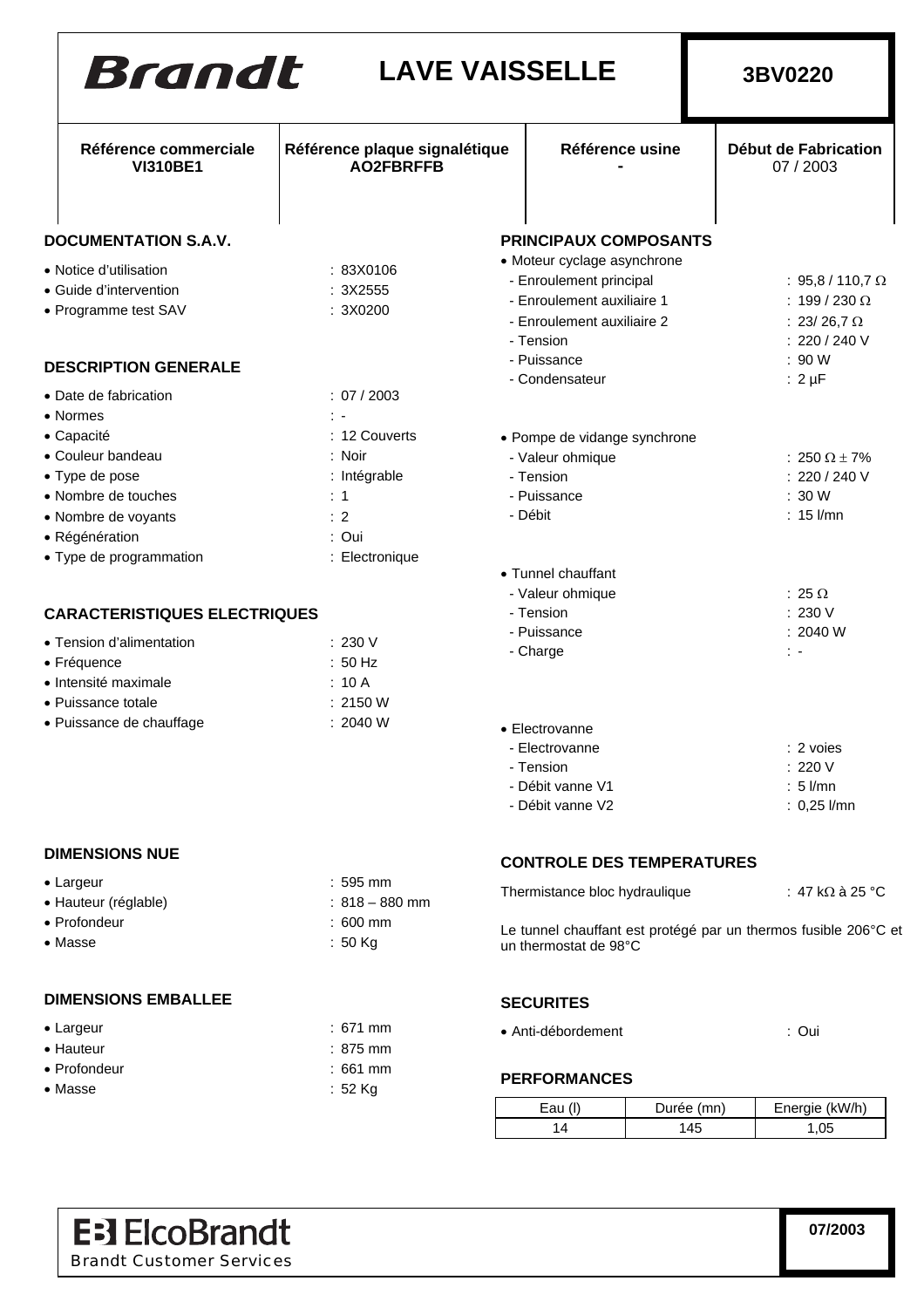# Brandt — LAVE VAISSELLE — 3BV0220

| Référence commerciale | Référence plaque signalétique | Référence usine | Début de Fabrication |
|---|---|---|---|
| VI310BE1 | AO2FBRFFB | - | 07 / 2003 |

## DOCUMENTATION S.A.V.

- Notice d'utilisation : 83X0106
- Guide d'intervention : 3X2555
- Programme test SAV : 3X0200

## DESCRIPTION GENERALE

- Date de fabrication : 07 / 2003
- Normes : -
- Capacité : 12 Couverts
- Couleur bandeau : Noir
- Type de pose : Intégrable
- Nombre de touches : 1
- Nombre de voyants : 2
- Régénération : Oui
- Type de programmation : Electronique

## CARACTERISTIQUES ELECTRIQUES

- Tension d'alimentation : 230 V
- Fréquence : 50 Hz
- Intensité maximale : 10 A
- Puissance totale : 2150 W
- Puissance de chauffage : 2040 W

## DIMENSIONS NUE

- Largeur : 595 mm
- Hauteur (réglable) : 818 – 880 mm
- Profondeur : 600 mm
- Masse : 50 Kg

## DIMENSIONS EMBALLEE

- Largeur : 671 mm
- Hauteur : 875 mm
- Profondeur : 661 mm
- Masse : 52 Kg

## PRINCIPAUX COMPOSANTS

- Moteur cyclage asynchrone
  - Enroulement principal : 95,8 / 110,7 Ω
  - Enroulement auxiliaire 1 : 199 / 230 Ω
  - Enroulement auxiliaire 2 : 23/ 26,7 Ω
  - Tension : 220 / 240 V
  - Puissance : 90 W
  - Condensateur : 2 µF

- Pompe de vidange synchrone
  - Valeur ohmique : 250 Ω ± 7%
  - Tension : 220 / 240 V
  - Puissance : 30 W
  - Débit : 15 l/mn

- Tunnel chauffant
  - Valeur ohmique : 25 Ω
  - Tension : 230 V
  - Puissance : 2040 W
  - Charge : -

- Electrovanne
  - Electrovanne : 2 voies
  - Tension : 220 V
  - Débit vanne V1 : 5 l/mn
  - Débit vanne V2 : 0,25 l/mn

## CONTROLE DES TEMPERATURES

Thermistance bloc hydraulique : 47 kΩ à 25 °C

Le tunnel chauffant est protégé par un thermos fusible 206°C et un thermostat de 98°C

## SECURITES

- Anti-débordement : Oui

## PERFORMANCES

| Eau (l) | Durée (mn) | Energie (kW/h) |
|---|---|---|
| 14 | 145 | 1,05 |

ElcoBrandt — Brandt Customer Services — 07/2003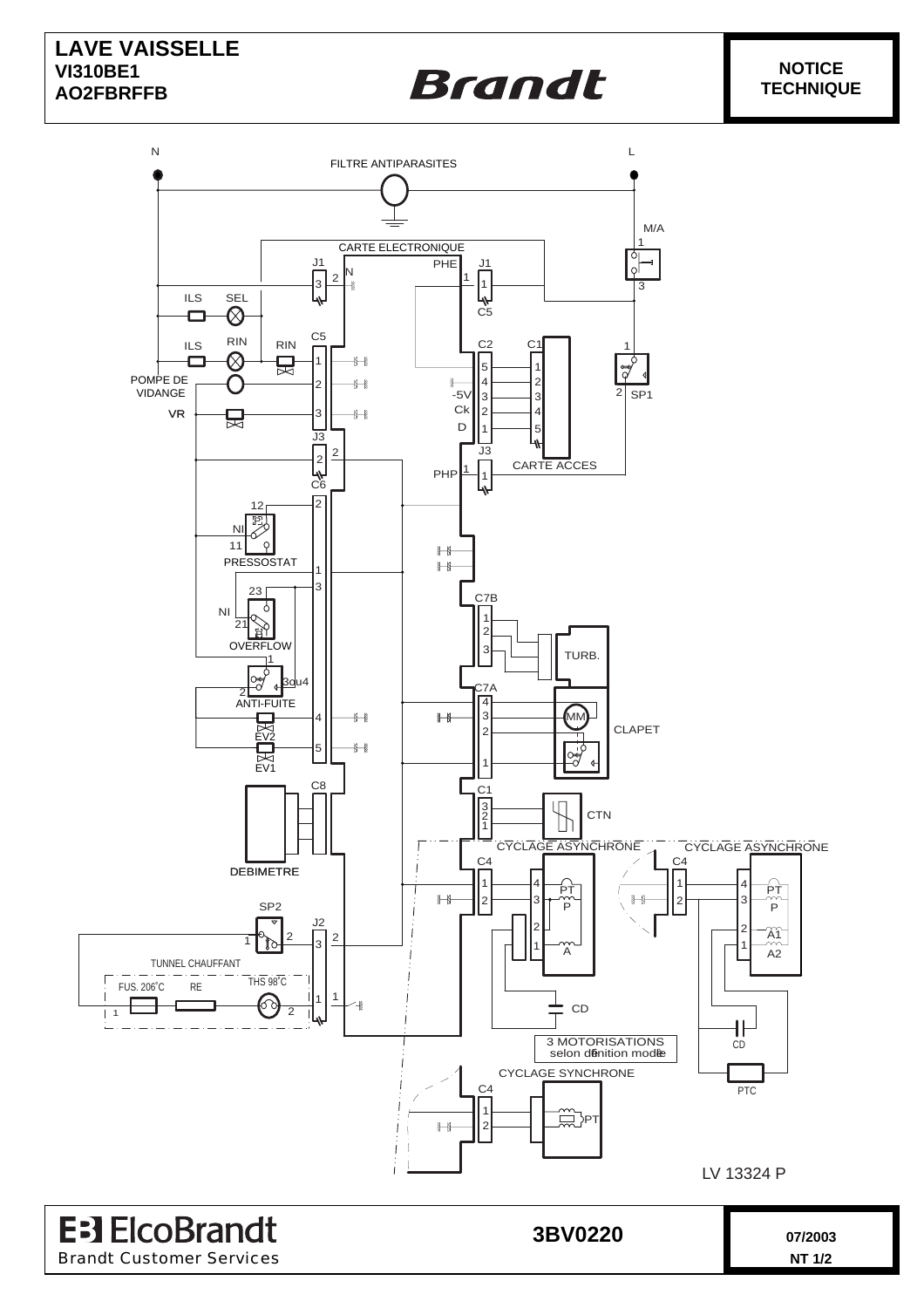# LAVE VAISSELLE
**VI310BE1**
**AO2FBRFFB**

Brandt

**NOTICE TECHNIQUE**

N

L

FILTRE ANTIPARASITES

M/A

CARTE ELECTRONIQUE

J1 N PHE J1

ILS SEL

C5

ILS RIN RIN

C5 C2 C1

POMPE DE VIDANGE

-5V Ck D

SP1

VR

J3 J3

CARTE ACCES

PHP

C6

NI

PRESSOSTAT

C7B

NI

OVERFLOW

TURB.

ANTI-FUITE

C7A

EV2

CLAPET

EV1

C8

C1

CTN

DEBIMETRE

CYCLAGE ASYNCHRONE

CYCLAGE ASYNCHRONE

C4 C4

SP2

J2

TUNNEL CHAUFFANT

FUS. 206°C RE THS 98°C

CD

CD

3 MOTORISATIONS selon définition modèle

PTC

CYCLAGE SYNCHRONE

C4

PT

LV 13324 P

ElcoBrandt
Brandt Customer Services

**3BV0220**

**07/2003**

**NT 1/2**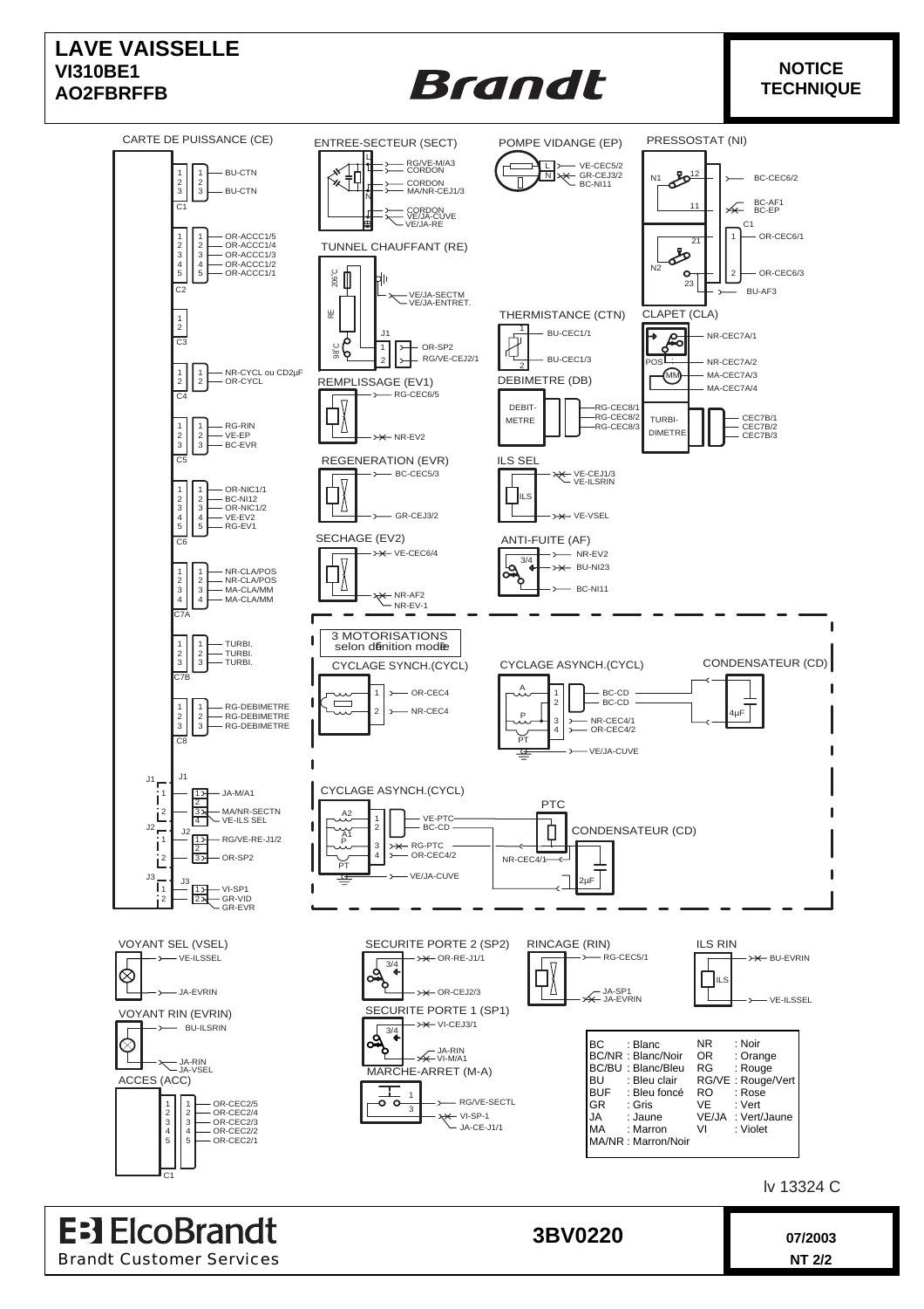# LAVE VAISSELLE

**VI310BE1**
**AO2FBRFFB**

**Brandt**

**NOTICE TECHNIQUE**

CARTE DE PUISSANCE (CE)

C1: 1 BU-CTN, 3 BU-CTN

C2: 1 OR-ACCC1/5, 2 OR-ACCC1/4, 3 OR-ACCC1/3, 4 OR-ACCC1/2, 5 OR-ACCC1/1

C3

C4: 1 NR-CYCL ou CD2µF, 2 OR-CYCL

C5: 1 RG-RIN, 2 VE-EP, 3 BC-EVR

C6: 1 OR-NIC1/1, 2 BC-NI12, 3 OR-NIC1/2, 4 VE-EV2, 5 RG-EV1

C7A: 1 NR-CLA/POS, 2 NR-CLA/POS, 3 MA-CLA/MM, 4 MA-CLA/MM

C7B: 1 TURBI., 2 TURBI., 3 TURBI.

C8: 1 RG-DEBIMETRE, 2 RG-DEBIMETRE, 3 RG-DEBIMETRE

J1: 1 JA-M/A1, 3 MA/NR-SECTN, 4 VE-ILS SEL

J2: 1 RG/VE-RE-J1/2, 3 OR-SP2

J3: 1 VI-SP1, 2 GR-VID, GR-EVR

ENTREE-SECTEUR (SECT): L RG/VE-M/A3, CORDON; CORDON, MA/NR-CEJ1/3; N CORDON, VE/JA-CUVE, VE/JA-RE

TUNNEL CHAUFFANT (RE): 206°C, RE, 98°C; VE/JA-SECTM, VE/JA-ENTRET.; J1: 1 OR-SP2, 2 RG/VE-CEJ2/1

REMPLISSAGE (EV1): RG-CEC6/5, NR-EV2

REGENERATION (EVR): BC-CEC5/3, GR-CEJ3/2

SECHAGE (EV2): VE-CEC6/4, NR-AF2, NR-EV-1

POMPE VIDANGE (EP): L VE-CEC5/2, N GR-CEJ3/2, BC-NI11

THERMISTANCE (CTN): 1 BU-CEC1/1, 2 BU-CEC1/3

DEBIMETRE (DB): RG-CEC8/1, RG-CEC8/2, RG-CEC8/3

ILS SEL: VE-CEJ1/3, VE-ILSRIN, VE-VSEL

ANTI-FUITE (AF): 3/4 NR-EV2, BU-NI23, BC-NI11

PRESSOSTAT (NI): N1 12 BC-CEC6/2; 11 BC-AF1, BC-EP; C1: 1 OR-CEC6/1, 2 OR-CEC6/3; N2 21, 23 BU-AF3

CLAPET (CLA): NR-CEC7A/1, POS NR-CEC7A/2, MM MA-CEC7A/3, MA-CEC7A/4

TURBIDIMETRE: CEC7B/1, CEC7B/2, CEC7B/3

3 MOTORISATIONS selon définition modèle

CYCLAGE SYNCH.(CYCL): 1 OR-CEC4, 2 NR-CEC4

CYCLAGE ASYNCH.(CYCL): A 1 BC-CD, 2 BC-CD; P 3 NR-CEC4/1, 4 OR-CEC4/2; PT VE/JA-CUVE

CONDENSATEUR (CD): 4µF

CYCLAGE ASYNCH.(CYCL): A2 1 VE-PTC, A1 2 BC-CD; P 3 RG-PTC, 4 OR-CEC4/2; PT VE/JA-CUVE; NR-CEC4/1

PTC

CONDENSATEUR (CD): 2µF

VOYANT SEL (VSEL): VE-ILSSEL, JA-EVRIN

VOYANT RIN (EVRIN): BU-ILSRIN, JA-RIN, JA-VSEL

ACCES (ACC): C1: 1 OR-CEC2/5, 2 OR-CEC2/4, 3 OR-CEC2/3, 4 OR-CEC2/2, 5 OR-CEC2/1

SECURITE PORTE 2 (SP2): 3/4 OR-RE-J1/1, OR-CEJ2/3

SECURITE PORTE 1 (SP1): 3/4 VI-CEJ3/1, JA-RIN, VI-M/A1

MARCHE-ARRET (M-A): 1 RG/VE-SECTL, 3 VI-SP-1, JA-CE-J1/1

RINCAGE (RIN): RG-CEC5/1, JA-SP1, JA-EVRIN

ILS RIN: BU-EVRIN, VE-ILSSEL

| | | | |
|---|---|---|---|
| BC | : Blanc | NR | : Noir |
| BC/NR | : Blanc/Noir | OR | : Orange |
| BC/BU | : Blanc/Bleu | RG | : Rouge |
| BU | : Bleu clair | RG/VE | : Rouge/Vert |
| BUF | : Bleu foncé | RO | : Rose |
| GR | : Gris | VE | : Vert |
| JA | : Jaune | VE/JA | : Vert/Jaune |
| MA | : Marron | VI | : Violet |
| MA/NR | : Marron/Noir | | |

Iv 13324 C

ElcoBrandt
Brandt Customer Services

**3BV0220**

**07/2003**
**NT 2/2**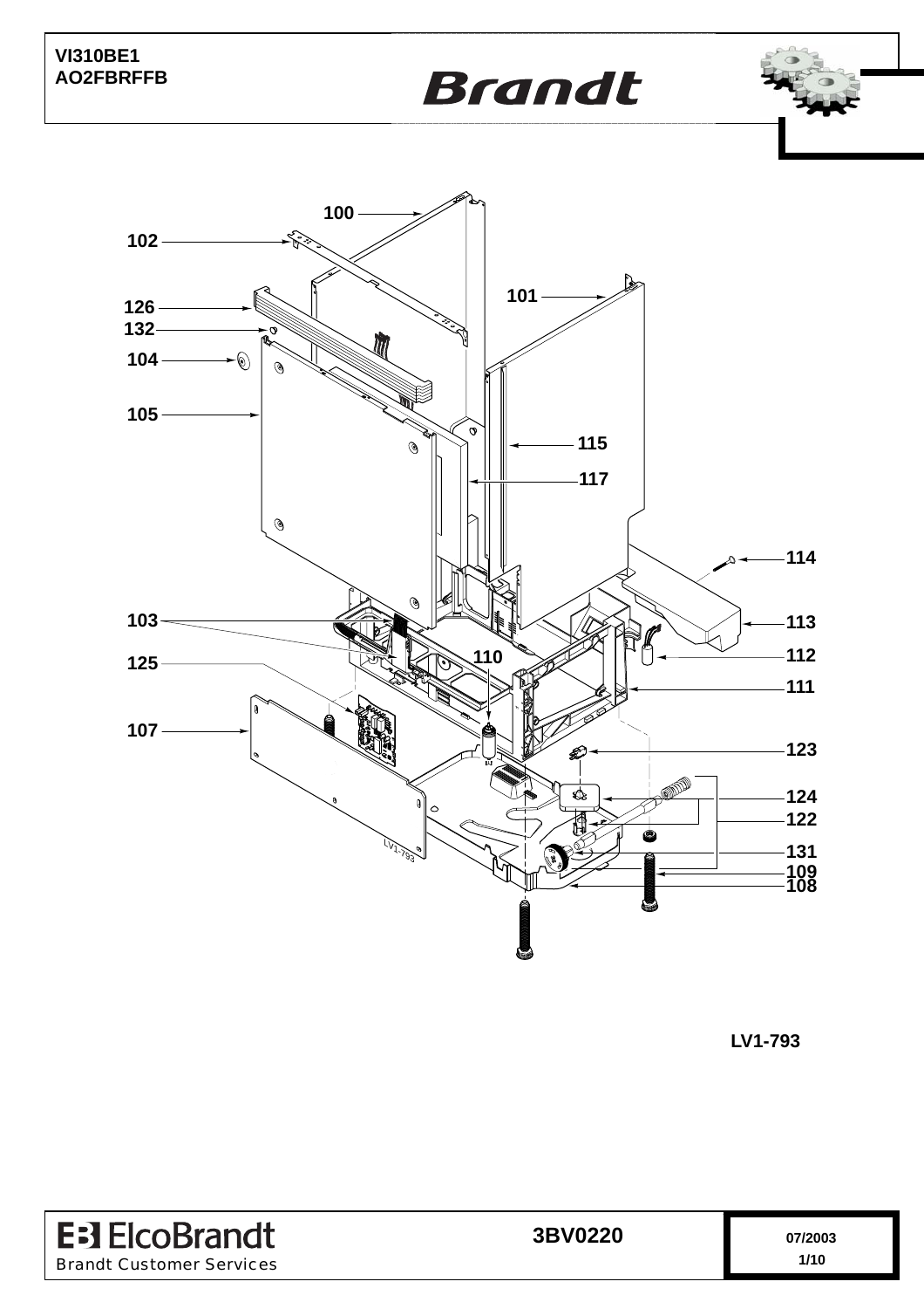VI310BE1
AO2FBRFFB

**Brandt**

100
102
101
126
132
104
105
115
117
114
103
113
112
125
110
111
107
123
124
122
131
109
108

LV1-793

LV1-793

ElcoBrandt
Brandt Customer Services

**3BV0220**

07/2003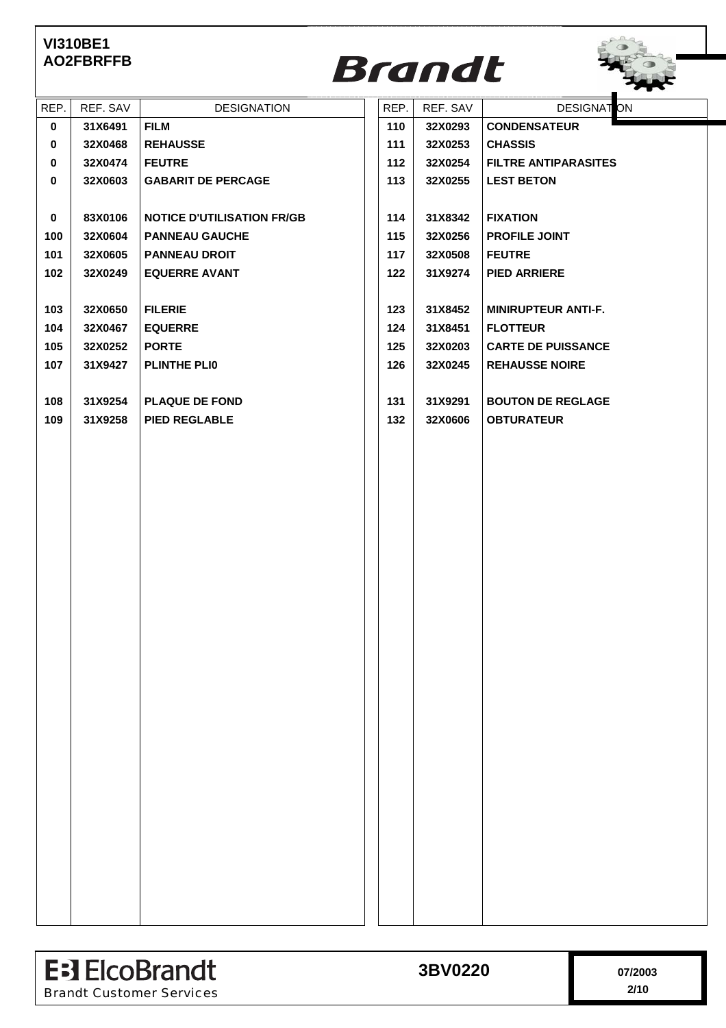**VI310BE1**
**AO2FBRFFB**

# Brandt

| REP. | REF. SAV | DESIGNATION |
|---|---|---|
| 0 | 31X6491 | FILM |
| 0 | 32X0468 | REHAUSSE |
| 0 | 32X0474 | FEUTRE |
| 0 | 32X0603 | GABARIT DE PERCAGE |
| 0 | 83X0106 | NOTICE D'UTILISATION FR/GB |
| 100 | 32X0604 | PANNEAU GAUCHE |
| 101 | 32X0605 | PANNEAU DROIT |
| 102 | 32X0249 | EQUERRE AVANT |
| 103 | 32X0650 | FILERIE |
| 104 | 32X0467 | EQUERRE |
| 105 | 32X0252 | PORTE |
| 107 | 31X9427 | PLINTHE PLI0 |
| 108 | 31X9254 | PLAQUE DE FOND |
| 109 | 31X9258 | PIED REGLABLE |
| 110 | 32X0293 | CONDENSATEUR |
| 111 | 32X0253 | CHASSIS |
| 112 | 32X0254 | FILTRE ANTIPARASITES |
| 113 | 32X0255 | LEST BETON |
| 114 | 31X8342 | FIXATION |
| 115 | 32X0256 | PROFILE JOINT |
| 117 | 32X0508 | FEUTRE |
| 122 | 31X9274 | PIED ARRIERE |
| 123 | 31X8452 | MINIRUPTEUR ANTI-F. |
| 124 | 31X8451 | FLOTTEUR |
| 125 | 32X0203 | CARTE DE PUISSANCE |
| 126 | 32X0245 | REHAUSSE NOIRE |
| 131 | 31X9291 | BOUTON DE REGLAGE |
| 132 | 32X0606 | OBTURATEUR |

ElcoBrandt
Brandt Customer Services

3BV0220

07/2003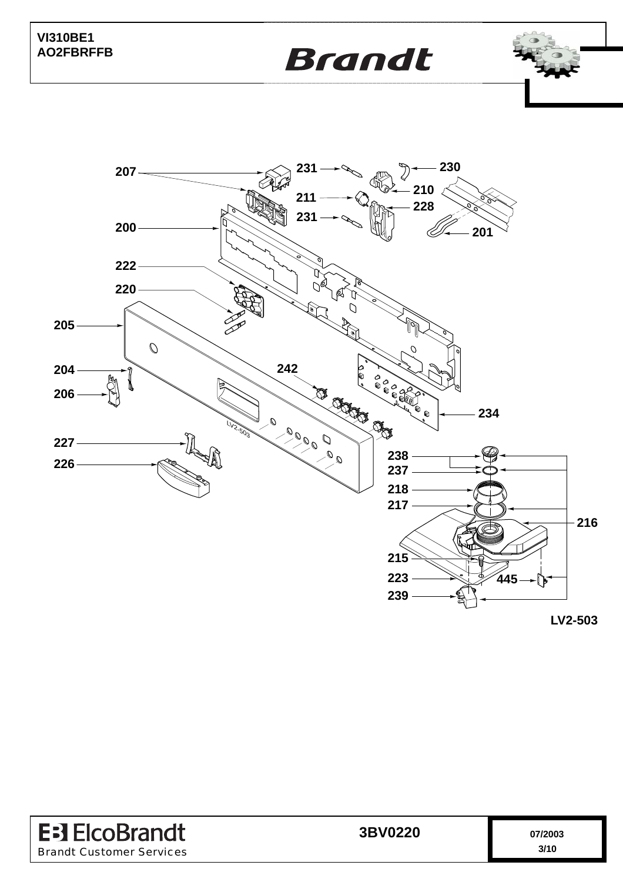VI310BE1
AO2FBRFFB

Brandt

207
231
230
210
211
228
231
200
201
222
220
205
204
242
206
234
227
238
226
237
218
217
216
215
223
445
239

LV2-503

LV2-503

ElcoBrandt
Brandt Customer Services

3BV0220

07/2003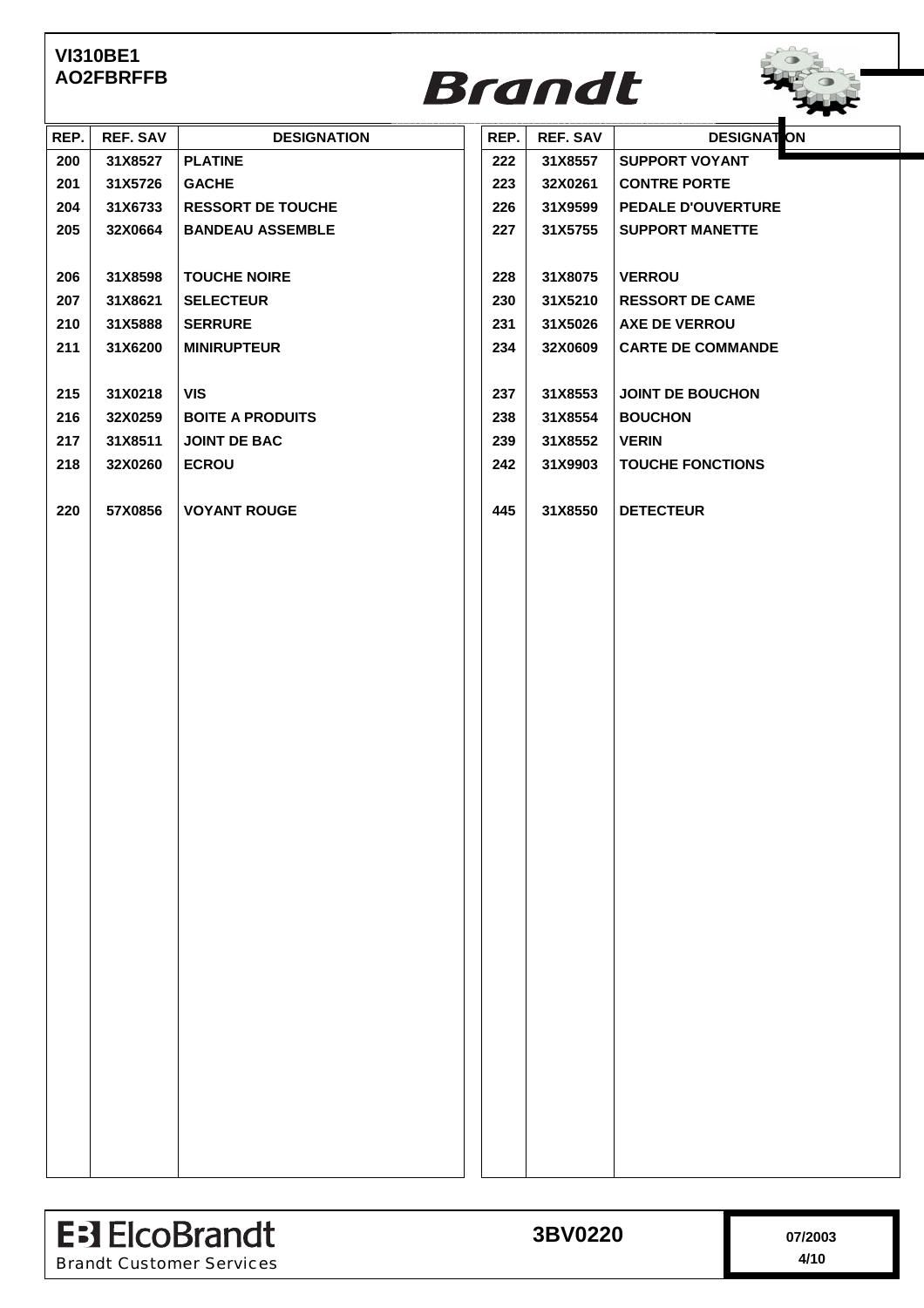**VI310BE1**
**AO2FBRFFB**

Brandt

| REP. | REF. SAV | DESIGNATION | REP. | REF. SAV | DESIGNATION |
|---|---|---|---|---|---|
| 200 | 31X8527 | PLATINE | 222 | 31X8557 | SUPPORT VOYANT |
| 201 | 31X5726 | GACHE | 223 | 32X0261 | CONTRE PORTE |
| 204 | 31X6733 | RESSORT DE TOUCHE | 226 | 31X9599 | PEDALE D'OUVERTURE |
| 205 | 32X0664 | BANDEAU ASSEMBLE | 227 | 31X5755 | SUPPORT MANETTE |
| 206 | 31X8598 | TOUCHE NOIRE | 228 | 31X8075 | VERROU |
| 207 | 31X8621 | SELECTEUR | 230 | 31X5210 | RESSORT DE CAME |
| 210 | 31X5888 | SERRURE | 231 | 31X5026 | AXE DE VERROU |
| 211 | 31X6200 | MINIRUPTEUR | 234 | 32X0609 | CARTE DE COMMANDE |
| 215 | 31X0218 | VIS | 237 | 31X8553 | JOINT DE BOUCHON |
| 216 | 32X0259 | BOITE A PRODUITS | 238 | 31X8554 | BOUCHON |
| 217 | 31X8511 | JOINT DE BAC | 239 | 31X8552 | VERIN |
| 218 | 32X0260 | ECROU | 242 | 31X9903 | TOUCHE FONCTIONS |
| 220 | 57X0856 | VOYANT ROUGE | 445 | 31X8550 | DETECTEUR |

ElcoBrandt
Brandt Customer Services

**3BV0220**

07/2003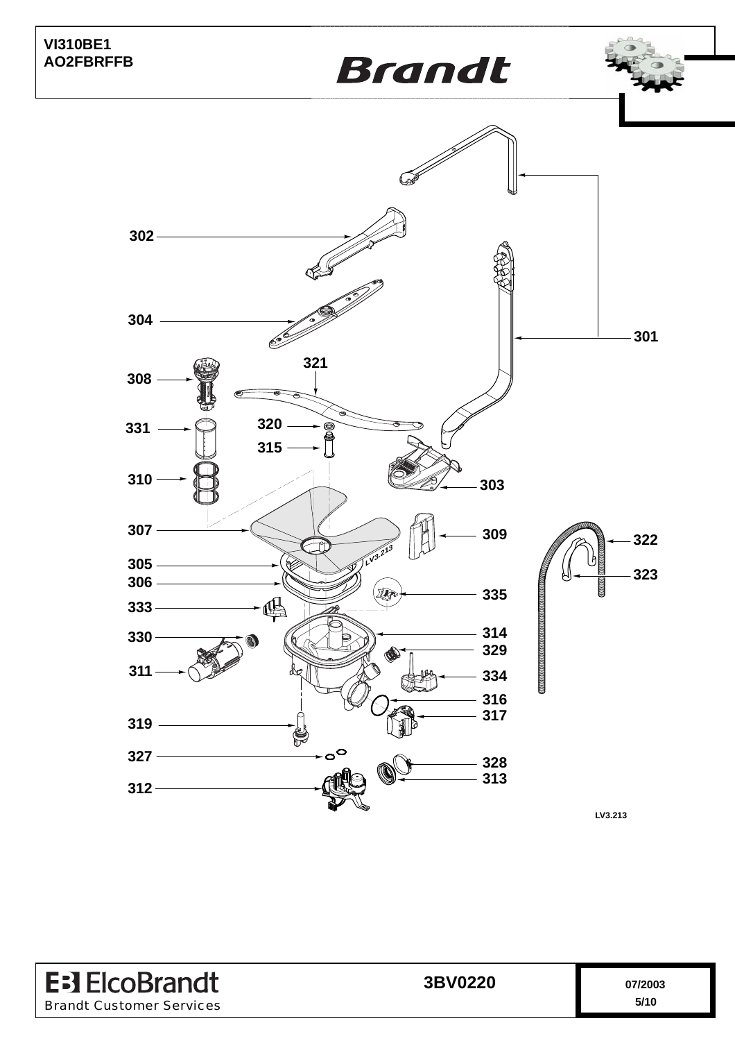VI310BE1
AO2FBRFFB

Brandt

302
304
301
321
308
331
320
315
310
303
307
309
322
305
306
323
335
333
330
314
329
311
334
316
317
319
327
328
313
312

LV3.213

ElcoBrandt
Brandt Customer Services

3BV0220

07/2003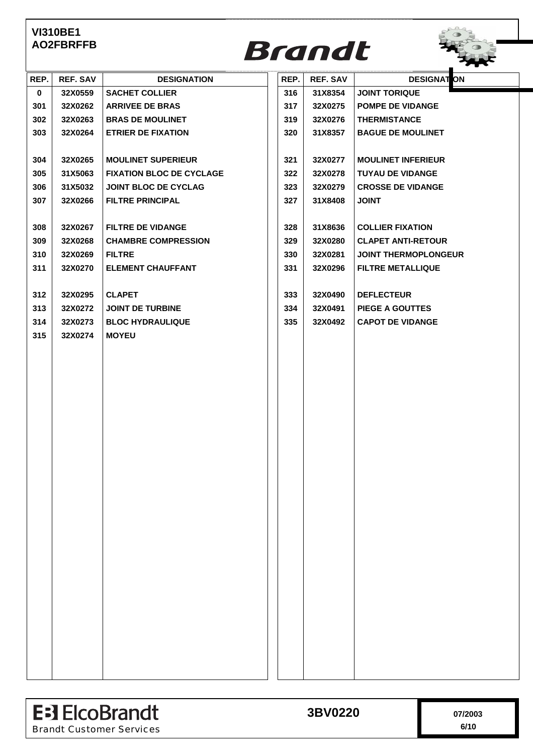**VI310BE1**
**AO2FBRFFB**

**Brandt**

| REP. | REF. SAV | DESIGNATION |
|---|---|---|
| 0 | 32X0559 | SACHET COLLIER |
| 301 | 32X0262 | ARRIVEE DE BRAS |
| 302 | 32X0263 | BRAS DE MOULINET |
| 303 | 32X0264 | ETRIER DE FIXATION |
| 304 | 32X0265 | MOULINET SUPERIEUR |
| 305 | 31X5063 | FIXATION BLOC DE CYCLAGE |
| 306 | 31X5032 | JOINT BLOC DE CYCLAG |
| 307 | 32X0266 | FILTRE PRINCIPAL |
| 308 | 32X0267 | FILTRE DE VIDANGE |
| 309 | 32X0268 | CHAMBRE COMPRESSION |
| 310 | 32X0269 | FILTRE |
| 311 | 32X0270 | ELEMENT CHAUFFANT |
| 312 | 32X0295 | CLAPET |
| 313 | 32X0272 | JOINT DE TURBINE |
| 314 | 32X0273 | BLOC HYDRAULIQUE |
| 315 | 32X0274 | MOYEU |
| 316 | 31X8354 | JOINT TORIQUE |
| 317 | 32X0275 | POMPE DE VIDANGE |
| 319 | 32X0276 | THERMISTANCE |
| 320 | 31X8357 | BAGUE DE MOULINET |
| 321 | 32X0277 | MOULINET INFERIEUR |
| 322 | 32X0278 | TUYAU DE VIDANGE |
| 323 | 32X0279 | CROSSE DE VIDANGE |
| 327 | 31X8408 | JOINT |
| 328 | 31X8636 | COLLIER FIXATION |
| 329 | 32X0280 | CLAPET ANTI-RETOUR |
| 330 | 32X0281 | JOINT THERMOPLONGEUR |
| 331 | 32X0296 | FILTRE METALLIQUE |
| 333 | 32X0490 | DEFLECTEUR |
| 334 | 32X0491 | PIEGE A GOUTTES |
| 335 | 32X0492 | CAPOT DE VIDANGE |

ElcoBrandt
Brandt Customer Services

**3BV0220**

07/2003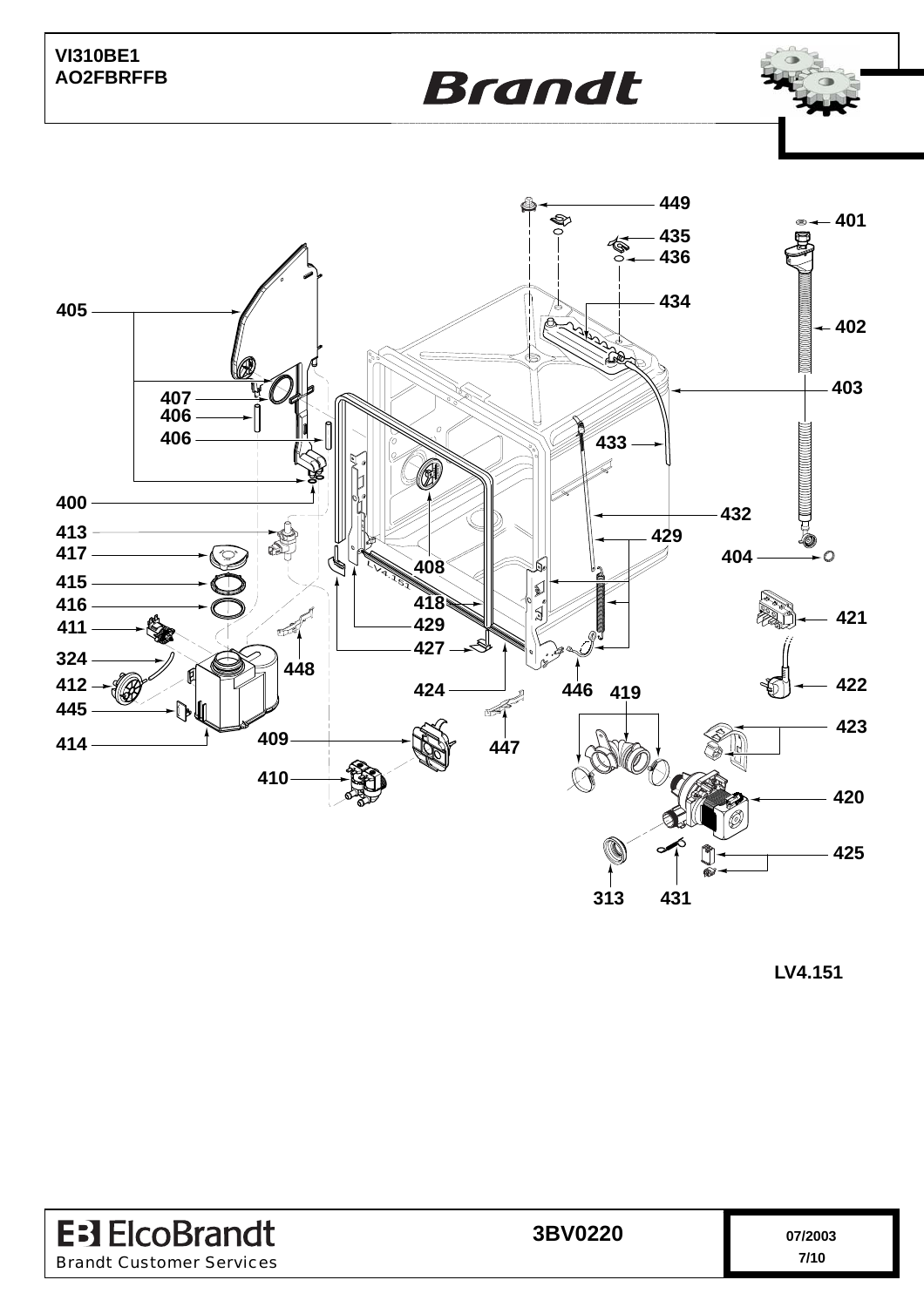VI310BE1
AO2FBRFFB

Brandt

449
401
435
436
434
405
402
403
407
406
406
433
400
432
413
429
417
408
404
415
418
421
416
429
411
427
324
448
422
412
424
446
419
445
423
414
409
447
410
420
425
313
431

LV4.151

ElcoBrandt
Brandt Customer Services

3BV0220

07/2003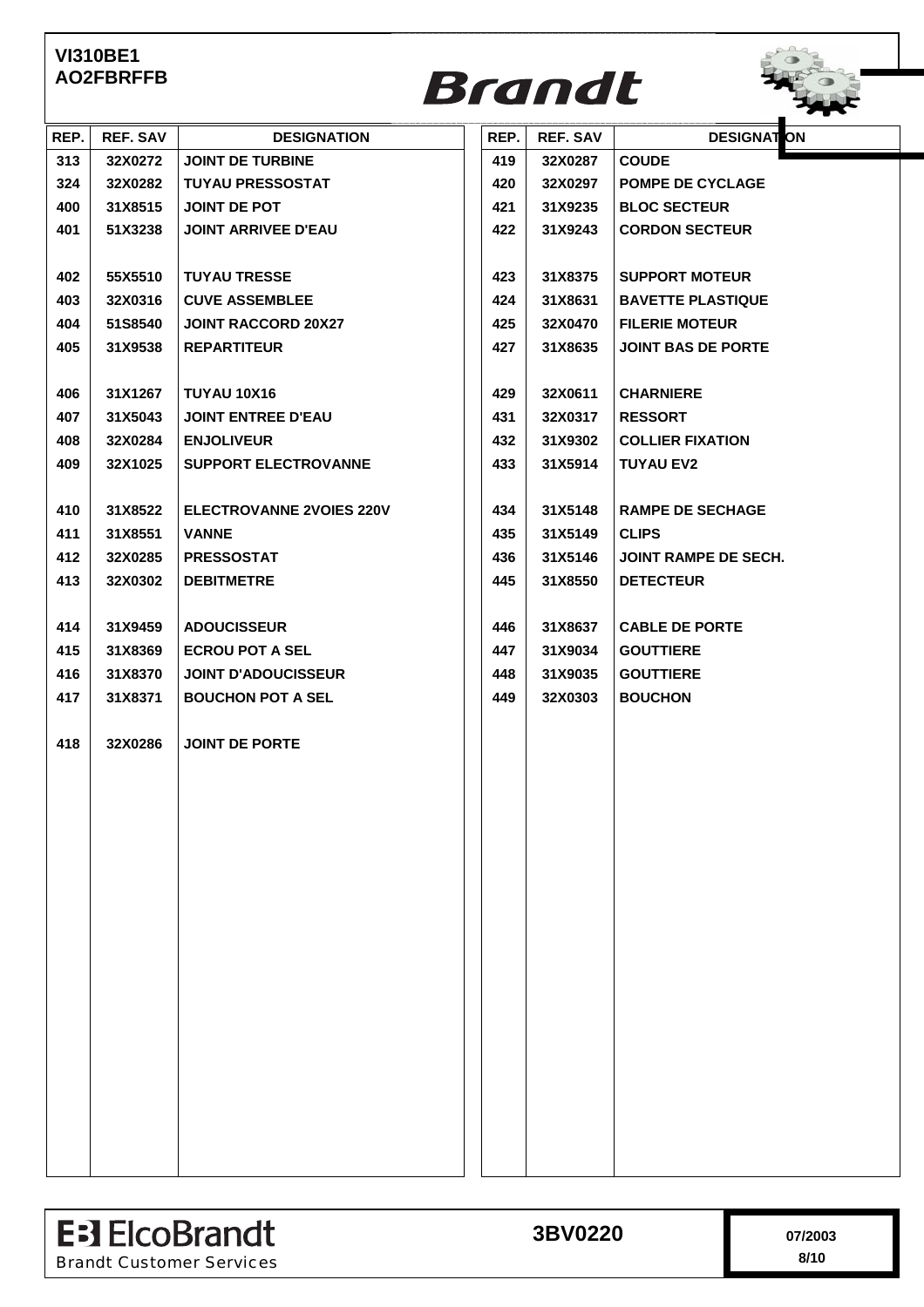**VI310BE1**
**AO2FBRFFB**

**Brandt**

| REP. | REF. SAV | DESIGNATION |
|---|---|---|
| 313 | 32X0272 | JOINT DE TURBINE |
| 324 | 32X0282 | TUYAU PRESSOSTAT |
| 400 | 31X8515 | JOINT DE POT |
| 401 | 51X3238 | JOINT ARRIVEE D'EAU |
| 402 | 55X5510 | TUYAU TRESSE |
| 403 | 32X0316 | CUVE ASSEMBLEE |
| 404 | 51S8540 | JOINT RACCORD 20X27 |
| 405 | 31X9538 | REPARTITEUR |
| 406 | 31X1267 | TUYAU 10X16 |
| 407 | 31X5043 | JOINT ENTREE D'EAU |
| 408 | 32X0284 | ENJOLIVEUR |
| 409 | 32X1025 | SUPPORT ELECTROVANNE |
| 410 | 31X8522 | ELECTROVANNE 2VOIES 220V |
| 411 | 31X8551 | VANNE |
| 412 | 32X0285 | PRESSOSTAT |
| 413 | 32X0302 | DEBITMETRE |
| 414 | 31X9459 | ADOUCISSEUR |
| 415 | 31X8369 | ECROU POT A SEL |
| 416 | 31X8370 | JOINT D'ADOUCISSEUR |
| 417 | 31X8371 | BOUCHON POT A SEL |
| 418 | 32X0286 | JOINT DE PORTE |
| 419 | 32X0287 | COUDE |
| 420 | 32X0297 | POMPE DE CYCLAGE |
| 421 | 31X9235 | BLOC SECTEUR |
| 422 | 31X9243 | CORDON SECTEUR |
| 423 | 31X8375 | SUPPORT MOTEUR |
| 424 | 31X8631 | BAVETTE PLASTIQUE |
| 425 | 32X0470 | FILERIE MOTEUR |
| 427 | 31X8635 | JOINT BAS DE PORTE |
| 429 | 32X0611 | CHARNIERE |
| 431 | 32X0317 | RESSORT |
| 432 | 31X9302 | COLLIER FIXATION |
| 433 | 31X5914 | TUYAU EV2 |
| 434 | 31X5148 | RAMPE DE SECHAGE |
| 435 | 31X5149 | CLIPS |
| 436 | 31X5146 | JOINT RAMPE DE SECH. |
| 445 | 31X8550 | DETECTEUR |
| 446 | 31X8637 | CABLE DE PORTE |
| 447 | 31X9034 | GOUTTIERE |
| 448 | 31X9035 | GOUTTIERE |
| 449 | 32X0303 | BOUCHON |

ElcoBrandt
Brandt Customer Services

3BV0220

07/2003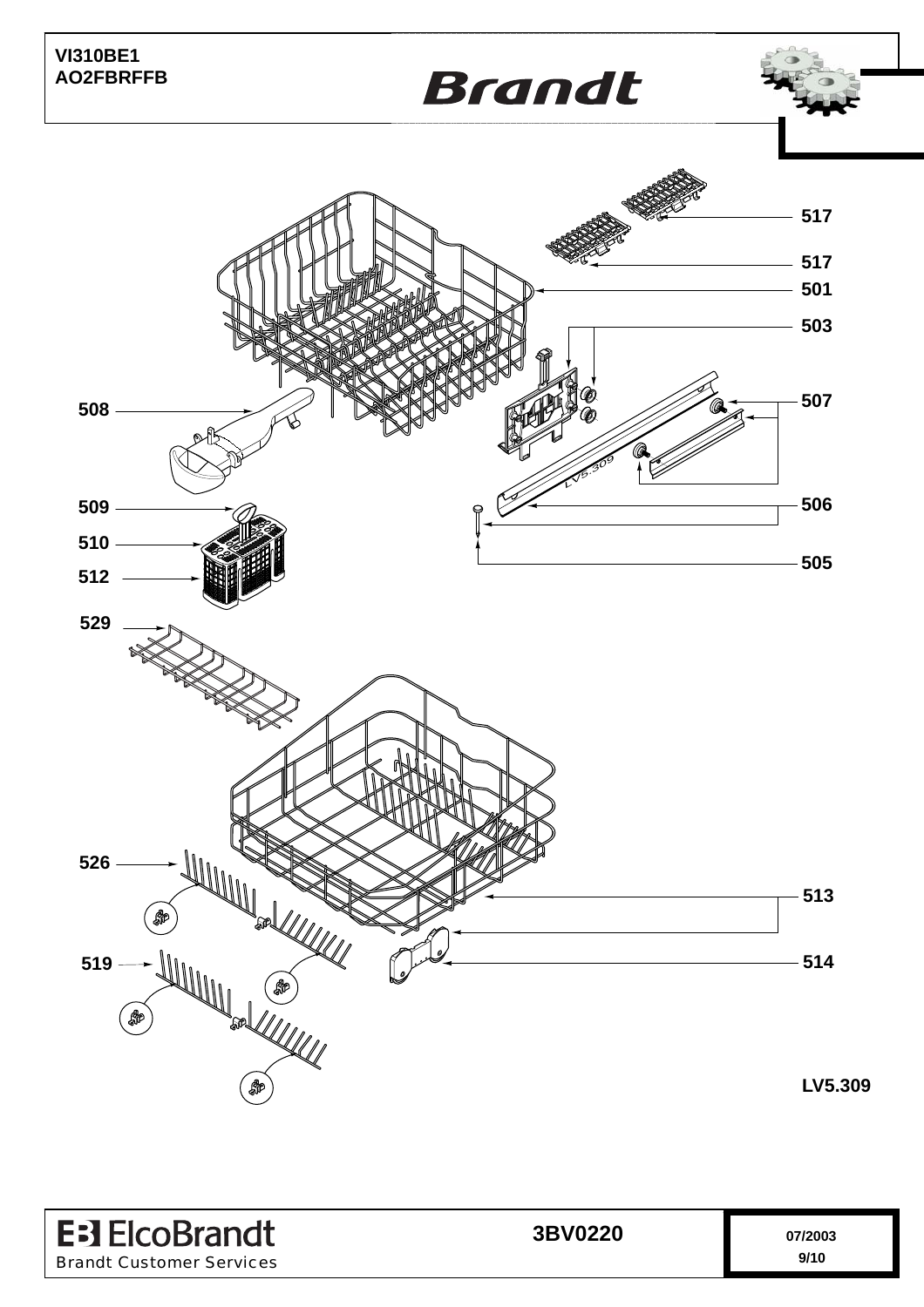VI310BE1
AO2FBRFFB

Brandt

517
517
501
503
507
508
506
509
510
512
505
529
526
513
519
514

LV5.309

ElcoBrandt
Brandt Customer Services

3BV0220

07/2003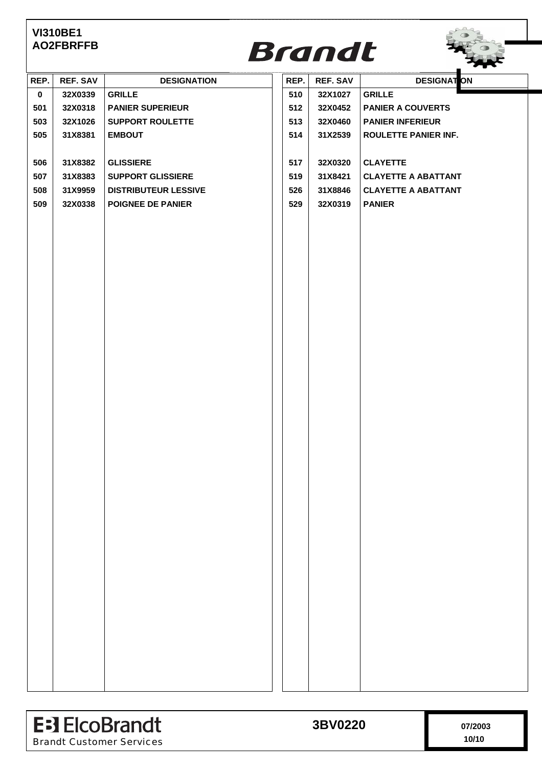**VI310BE1**
**AO2FBRFFB**

# Brandt

| REP. | REF. SAV | DESIGNATION |
|---|---|---|
| 0 | 32X0339 | GRILLE |
| 501 | 32X0318 | PANIER SUPERIEUR |
| 503 | 32X1026 | SUPPORT ROULETTE |
| 505 | 31X8381 | EMBOUT |
| 506 | 31X8382 | GLISSIERE |
| 507 | 31X8383 | SUPPORT GLISSIERE |
| 508 | 31X9959 | DISTRIBUTEUR LESSIVE |
| 509 | 32X0338 | POIGNEE DE PANIER |
| 510 | 32X1027 | GRILLE |
| 512 | 32X0452 | PANIER A COUVERTS |
| 513 | 32X0460 | PANIER INFERIEUR |
| 514 | 31X2539 | ROULETTE PANIER INF. |
| 517 | 32X0320 | CLAYETTE |
| 519 | 31X8421 | CLAYETTE A ABATTANT |
| 526 | 31X8846 | CLAYETTE A ABATTANT |
| 529 | 32X0319 | PANIER |

ElcoBrandt
Brandt Customer Services

3BV0220

07/2003